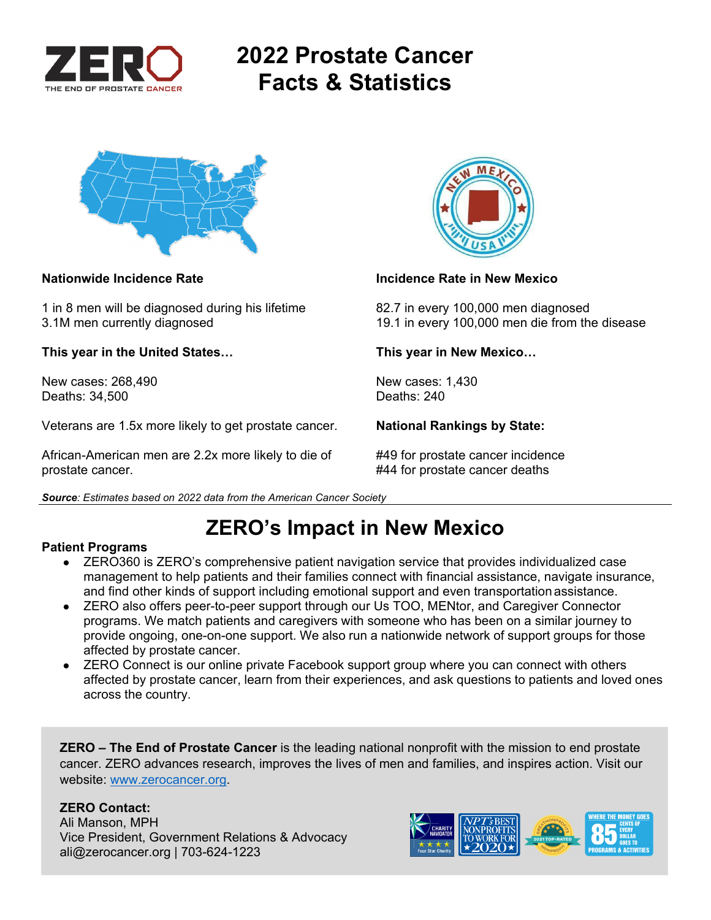# 2022 Prostate Cancer Facts & Statistics

**Nationwide Incidence Rate**

1 in 8 men will be diagnosed during his lifetime
3.1M men currently diagnosed

**This year in the United States…**

New cases: 268,490
Deaths: 34,500

Veterans are 1.5x more likely to get prostate cancer.

African-American men are 2.2x more likely to die of prostate cancer.

**Incidence Rate in New Mexico**

82.7 in every 100,000 men diagnosed
19.1 in every 100,000 men die from the disease

**This year in New Mexico…**

New cases: 1,430
Deaths: 240

**National Rankings by State:**

#49 for prostate cancer incidence
#44 for prostate cancer deaths

***Source**: Estimates based on 2022 data from the American Cancer Society*

## ZERO's Impact in New Mexico

**Patient Programs**

- ZERO360 is ZERO's comprehensive patient navigation service that provides individualized case management to help patients and their families connect with financial assistance, navigate insurance, and find other kinds of support including emotional support and even transportation assistance.
- ZERO also offers peer-to-peer support through our Us TOO, MENtor, and Caregiver Connector programs. We match patients and caregivers with someone who has been on a similar journey to provide ongoing, one-on-one support. We also run a nationwide network of support groups for those affected by prostate cancer.
- ZERO Connect is our online private Facebook support group where you can connect with others affected by prostate cancer, learn from their experiences, and ask questions to patients and loved ones across the country.

**ZERO – The End of Prostate Cancer** is the leading national nonprofit with the mission to end prostate cancer. ZERO advances research, improves the lives of men and families, and inspires action. Visit our website: [www.zerocancer.org](http://www.zerocancer.org).

**ZERO Contact:**
Ali Manson, MPH
Vice President, Government Relations & Advocacy
ali@zerocancer.org | 703-624-1223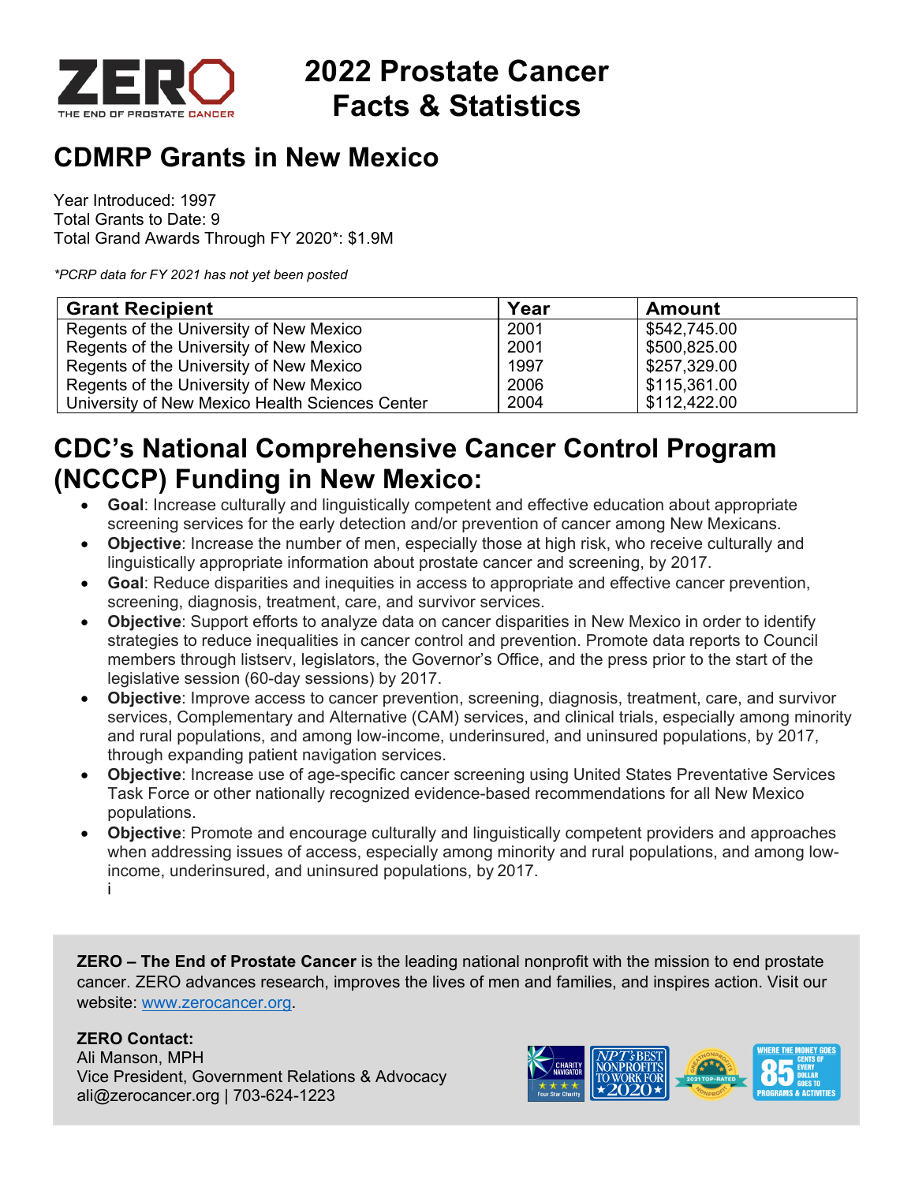# 2022 Prostate Cancer Facts & Statistics

## CDMRP Grants in New Mexico

Year Introduced: 1997
Total Grants to Date: 9
Total Grand Awards Through FY 2020*: $1.9M

*\*PCRP data for FY 2021 has not yet been posted*

| Grant Recipient | Year | Amount |
|---|---|---|
| Regents of the University of New Mexico | 2001 | $542,745.00 |
| Regents of the University of New Mexico | 2001 | $500,825.00 |
| Regents of the University of New Mexico | 1997 | $257,329.00 |
| Regents of the University of New Mexico | 2006 | $115,361.00 |
| University of New Mexico Health Sciences Center | 2004 | $112,422.00 |

## CDC's National Comprehensive Cancer Control Program (NCCCP) Funding in New Mexico:

- **Goal**: Increase culturally and linguistically competent and effective education about appropriate screening services for the early detection and/or prevention of cancer among New Mexicans.
- **Objective**: Increase the number of men, especially those at high risk, who receive culturally and linguistically appropriate information about prostate cancer and screening, by 2017.
- **Goal**: Reduce disparities and inequities in access to appropriate and effective cancer prevention, screening, diagnosis, treatment, care, and survivor services.
- **Objective**: Support efforts to analyze data on cancer disparities in New Mexico in order to identify strategies to reduce inequalities in cancer control and prevention. Promote data reports to Council members through listserv, legislators, the Governor's Office, and the press prior to the start of the legislative session (60-day sessions) by 2017.
- **Objective**: Improve access to cancer prevention, screening, diagnosis, treatment, care, and survivor services, Complementary and Alternative (CAM) services, and clinical trials, especially among minority and rural populations, and among low-income, underinsured, and uninsured populations, by 2017, through expanding patient navigation services.
- **Objective**: Increase use of age-specific cancer screening using United States Preventative Services Task Force or other nationally recognized evidence-based recommendations for all New Mexico populations.
- **Objective**: Promote and encourage culturally and linguistically competent providers and approaches when addressing issues of access, especially among minority and rural populations, and among low-income, underinsured, and uninsured populations, by 2017.
  i

**ZERO – The End of Prostate Cancer** is the leading national nonprofit with the mission to end prostate cancer. ZERO advances research, improves the lives of men and families, and inspires action. Visit our website: [www.zerocancer.org](http://www.zerocancer.org).

**ZERO Contact:**
Ali Manson, MPH
Vice President, Government Relations & Advocacy
ali@zerocancer.org | 703-624-1223